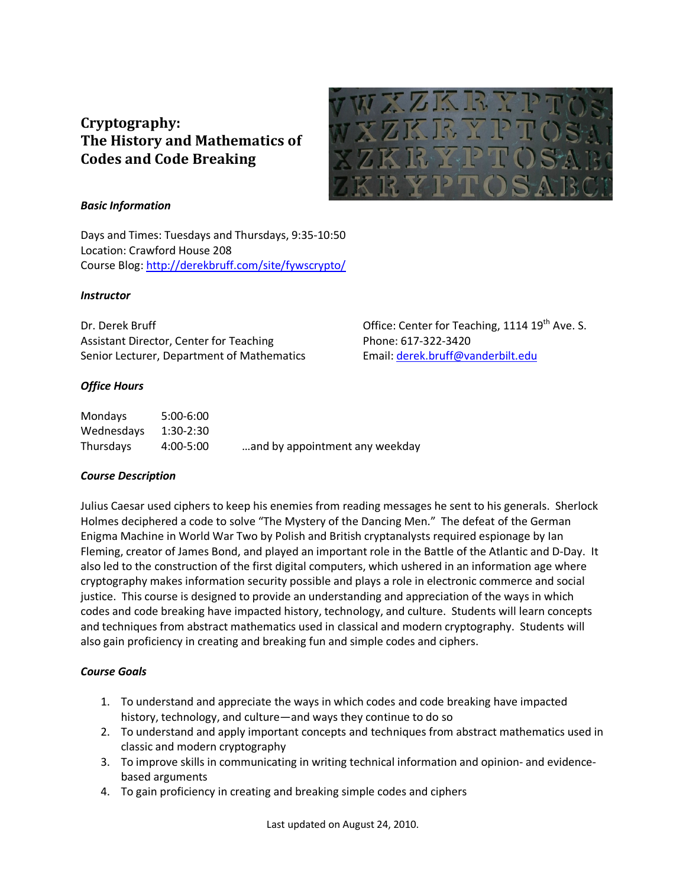# Cryptography: The History and Mathematics of Codes and Code Breaking

### *Basic Information*

Days and Times: Tuesdays and Thursdays, 9:35-10:50
Location: Crawford House 208
Course Blog: [http://derekbruff.com/site/fywscrypto/](http://derekbruff.com/site/fywscrypto/)

### *Instructor*

Dr. Derek Bruff
Assistant Director, Center for Teaching
Senior Lecturer, Department of Mathematics

Office: Center for Teaching, 1114 19th Ave. S.
Phone: 617-322-3420
Email: [derek.bruff@vanderbilt.edu](mailto:derek.bruff@vanderbilt.edu)

### *Office Hours*

| | |
|---|---|
| Mondays | 5:00-6:00 |
| Wednesdays | 1:30-2:30 |
| Thursdays | 4:00-5:00 |

…and by appointment any weekday

### *Course Description*

Julius Caesar used ciphers to keep his enemies from reading messages he sent to his generals. Sherlock Holmes deciphered a code to solve "The Mystery of the Dancing Men." The defeat of the German Enigma Machine in World War Two by Polish and British cryptanalysts required espionage by Ian Fleming, creator of James Bond, and played an important role in the Battle of the Atlantic and D-Day. It also led to the construction of the first digital computers, which ushered in an information age where cryptography makes information security possible and plays a role in electronic commerce and social justice. This course is designed to provide an understanding and appreciation of the ways in which codes and code breaking have impacted history, technology, and culture. Students will learn concepts and techniques from abstract mathematics used in classical and modern cryptography. Students will also gain proficiency in creating and breaking fun and simple codes and ciphers.

### *Course Goals*

1. To understand and appreciate the ways in which codes and code breaking have impacted history, technology, and culture—and ways they continue to do so
2. To understand and apply important concepts and techniques from abstract mathematics used in classic and modern cryptography
3. To improve skills in communicating in writing technical information and opinion- and evidence-based arguments
4. To gain proficiency in creating and breaking simple codes and ciphers

Last updated on August 24, 2010.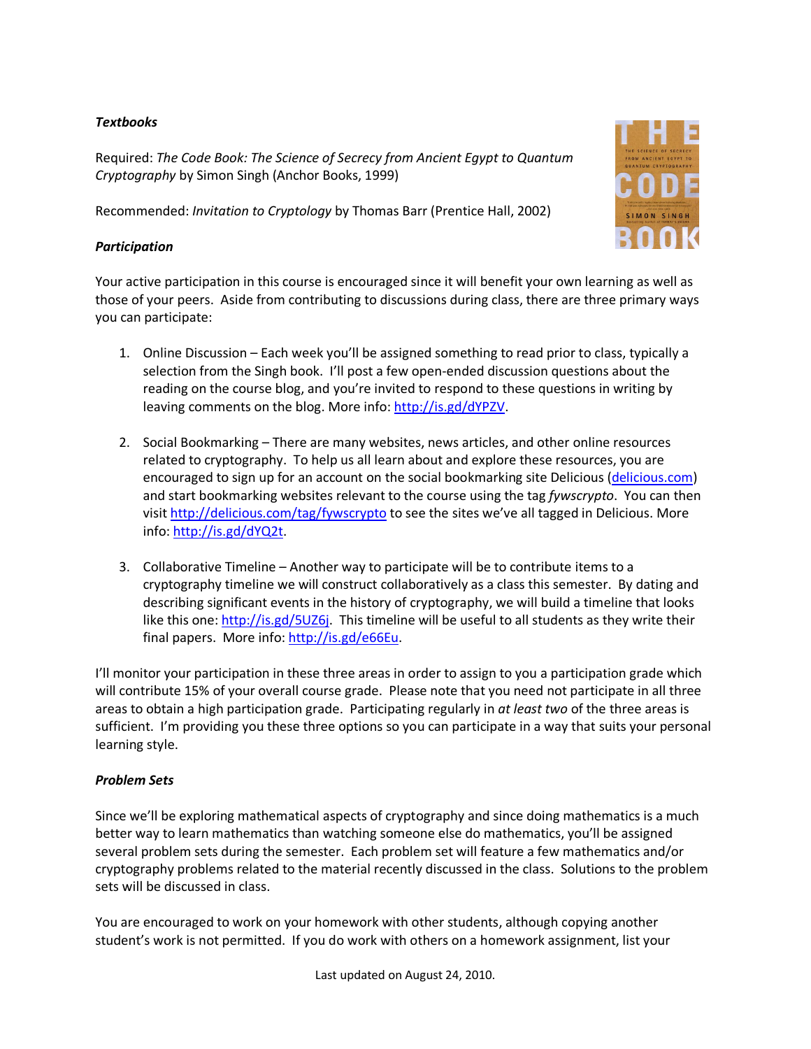***Textbooks***

Required: *The Code Book: The Science of Secrecy from Ancient Egypt to Quantum Cryptography* by Simon Singh (Anchor Books, 1999)

Recommended: *Invitation to Cryptology* by Thomas Barr (Prentice Hall, 2002)

***Participation***

Your active participation in this course is encouraged since it will benefit your own learning as well as those of your peers. Aside from contributing to discussions during class, there are three primary ways you can participate:

1. Online Discussion – Each week you'll be assigned something to read prior to class, typically a selection from the Singh book. I'll post a few open-ended discussion questions about the reading on the course blog, and you're invited to respond to these questions in writing by leaving comments on the blog. More info: http://is.gd/dYPZV.

2. Social Bookmarking – There are many websites, news articles, and other online resources related to cryptography. To help us all learn about and explore these resources, you are encouraged to sign up for an account on the social bookmarking site Delicious (delicious.com) and start bookmarking websites relevant to the course using the tag *fywscrypto*. You can then visit http://delicious.com/tag/fywscrypto to see the sites we've all tagged in Delicious. More info: http://is.gd/dYQ2t.

3. Collaborative Timeline – Another way to participate will be to contribute items to a cryptography timeline we will construct collaboratively as a class this semester. By dating and describing significant events in the history of cryptography, we will build a timeline that looks like this one: http://is.gd/5UZ6j. This timeline will be useful to all students as they write their final papers. More info: http://is.gd/e66Eu.

I'll monitor your participation in these three areas in order to assign to you a participation grade which will contribute 15% of your overall course grade. Please note that you need not participate in all three areas to obtain a high participation grade. Participating regularly in *at least two* of the three areas is sufficient. I'm providing you these three options so you can participate in a way that suits your personal learning style.

***Problem Sets***

Since we'll be exploring mathematical aspects of cryptography and since doing mathematics is a much better way to learn mathematics than watching someone else do mathematics, you'll be assigned several problem sets during the semester. Each problem set will feature a few mathematics and/or cryptography problems related to the material recently discussed in the class. Solutions to the problem sets will be discussed in class.

You are encouraged to work on your homework with other students, although copying another student's work is not permitted. If you do work with others on a homework assignment, list your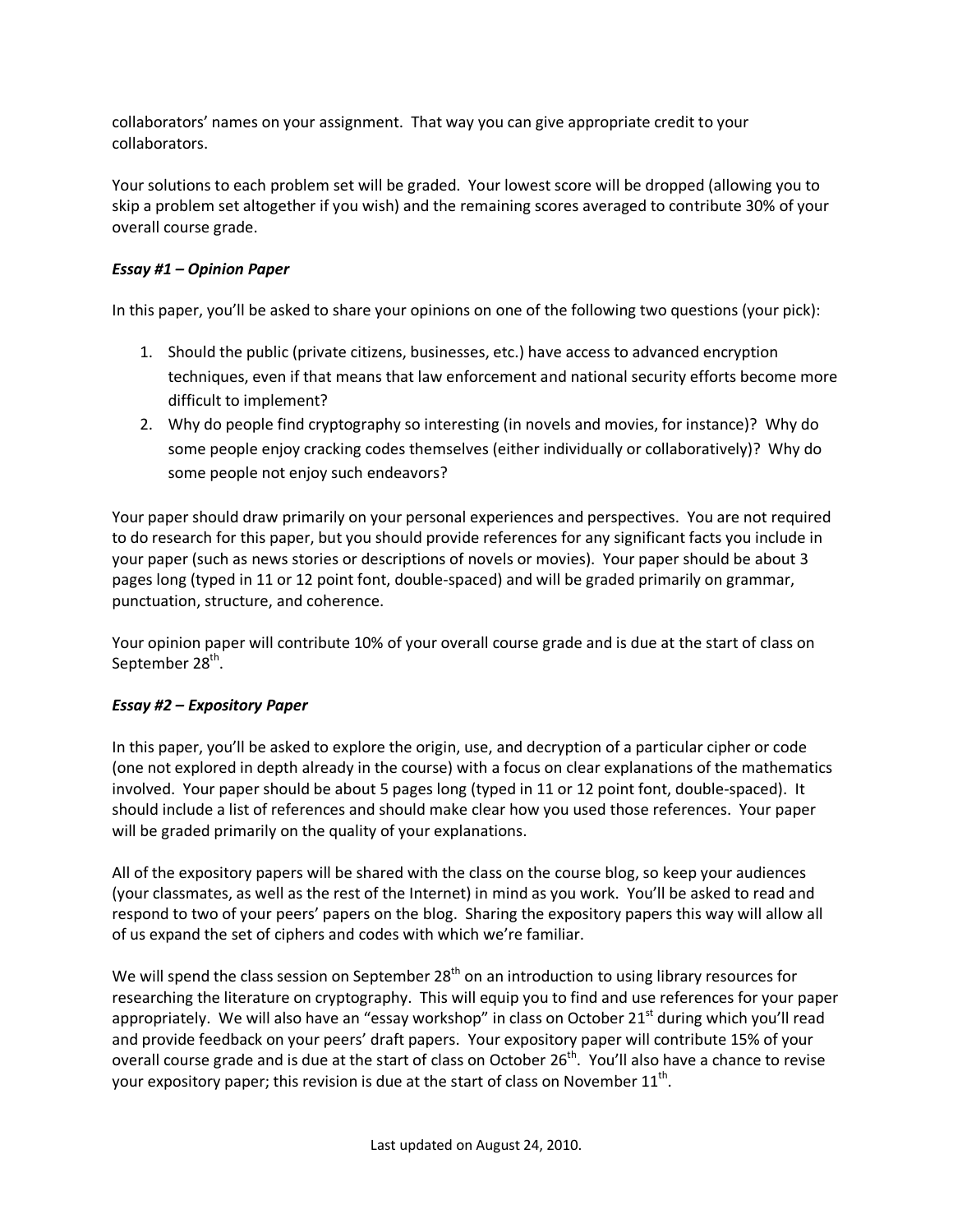collaborators' names on your assignment. That way you can give appropriate credit to your collaborators.

Your solutions to each problem set will be graded. Your lowest score will be dropped (allowing you to skip a problem set altogether if you wish) and the remaining scores averaged to contribute 30% of your overall course grade.

***Essay #1 – Opinion Paper***

In this paper, you'll be asked to share your opinions on one of the following two questions (your pick):

1. Should the public (private citizens, businesses, etc.) have access to advanced encryption techniques, even if that means that law enforcement and national security efforts become more difficult to implement?
2. Why do people find cryptography so interesting (in novels and movies, for instance)? Why do some people enjoy cracking codes themselves (either individually or collaboratively)? Why do some people not enjoy such endeavors?

Your paper should draw primarily on your personal experiences and perspectives. You are not required to do research for this paper, but you should provide references for any significant facts you include in your paper (such as news stories or descriptions of novels or movies). Your paper should be about 3 pages long (typed in 11 or 12 point font, double-spaced) and will be graded primarily on grammar, punctuation, structure, and coherence.

Your opinion paper will contribute 10% of your overall course grade and is due at the start of class on September 28th.

***Essay #2 – Expository Paper***

In this paper, you'll be asked to explore the origin, use, and decryption of a particular cipher or code (one not explored in depth already in the course) with a focus on clear explanations of the mathematics involved. Your paper should be about 5 pages long (typed in 11 or 12 point font, double-spaced). It should include a list of references and should make clear how you used those references. Your paper will be graded primarily on the quality of your explanations.

All of the expository papers will be shared with the class on the course blog, so keep your audiences (your classmates, as well as the rest of the Internet) in mind as you work. You'll be asked to read and respond to two of your peers' papers on the blog. Sharing the expository papers this way will allow all of us expand the set of ciphers and codes with which we're familiar.

We will spend the class session on September 28th on an introduction to using library resources for researching the literature on cryptography. This will equip you to find and use references for your paper appropriately. We will also have an "essay workshop" in class on October 21st during which you'll read and provide feedback on your peers' draft papers. Your expository paper will contribute 15% of your overall course grade and is due at the start of class on October 26th. You'll also have a chance to revise your expository paper; this revision is due at the start of class on November 11th.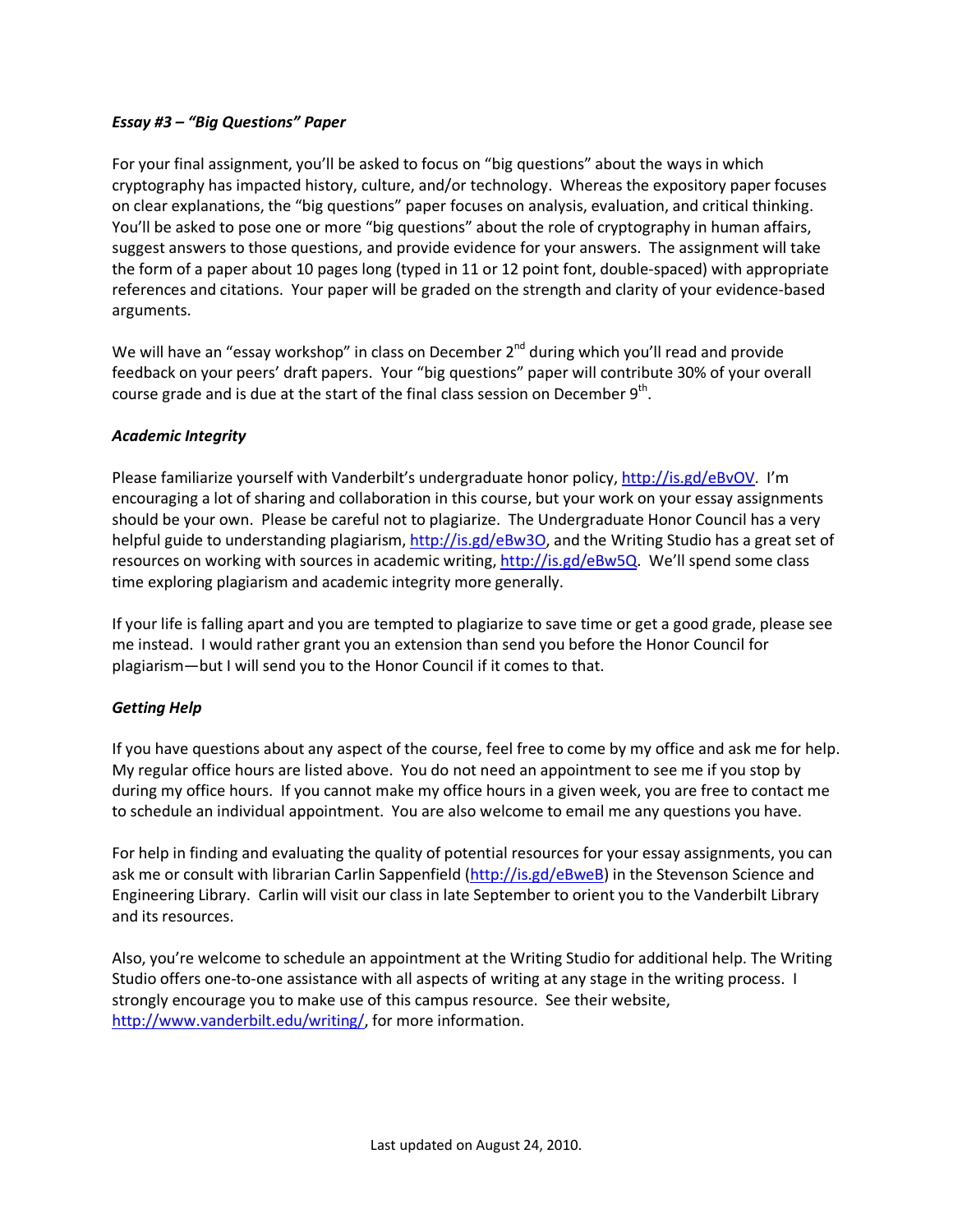***Essay #3 – "Big Questions" Paper***

For your final assignment, you'll be asked to focus on "big questions" about the ways in which cryptography has impacted history, culture, and/or technology. Whereas the expository paper focuses on clear explanations, the "big questions" paper focuses on analysis, evaluation, and critical thinking. You'll be asked to pose one or more "big questions" about the role of cryptography in human affairs, suggest answers to those questions, and provide evidence for your answers. The assignment will take the form of a paper about 10 pages long (typed in 11 or 12 point font, double-spaced) with appropriate references and citations. Your paper will be graded on the strength and clarity of your evidence-based arguments.

We will have an "essay workshop" in class on December 2nd during which you'll read and provide feedback on your peers' draft papers. Your "big questions" paper will contribute 30% of your overall course grade and is due at the start of the final class session on December 9th.

***Academic Integrity***

Please familiarize yourself with Vanderbilt's undergraduate honor policy, http://is.gd/eBvOV. I'm encouraging a lot of sharing and collaboration in this course, but your work on your essay assignments should be your own. Please be careful not to plagiarize. The Undergraduate Honor Council has a very helpful guide to understanding plagiarism, http://is.gd/eBw3O, and the Writing Studio has a great set of resources on working with sources in academic writing, http://is.gd/eBw5Q. We'll spend some class time exploring plagiarism and academic integrity more generally.

If your life is falling apart and you are tempted to plagiarize to save time or get a good grade, please see me instead. I would rather grant you an extension than send you before the Honor Council for plagiarism—but I will send you to the Honor Council if it comes to that.

***Getting Help***

If you have questions about any aspect of the course, feel free to come by my office and ask me for help. My regular office hours are listed above. You do not need an appointment to see me if you stop by during my office hours. If you cannot make my office hours in a given week, you are free to contact me to schedule an individual appointment. You are also welcome to email me any questions you have.

For help in finding and evaluating the quality of potential resources for your essay assignments, you can ask me or consult with librarian Carlin Sappenfield (http://is.gd/eBweB) in the Stevenson Science and Engineering Library. Carlin will visit our class in late September to orient you to the Vanderbilt Library and its resources.

Also, you're welcome to schedule an appointment at the Writing Studio for additional help. The Writing Studio offers one-to-one assistance with all aspects of writing at any stage in the writing process. I strongly encourage you to make use of this campus resource. See their website, http://www.vanderbilt.edu/writing/, for more information.

Last updated on August 24, 2010.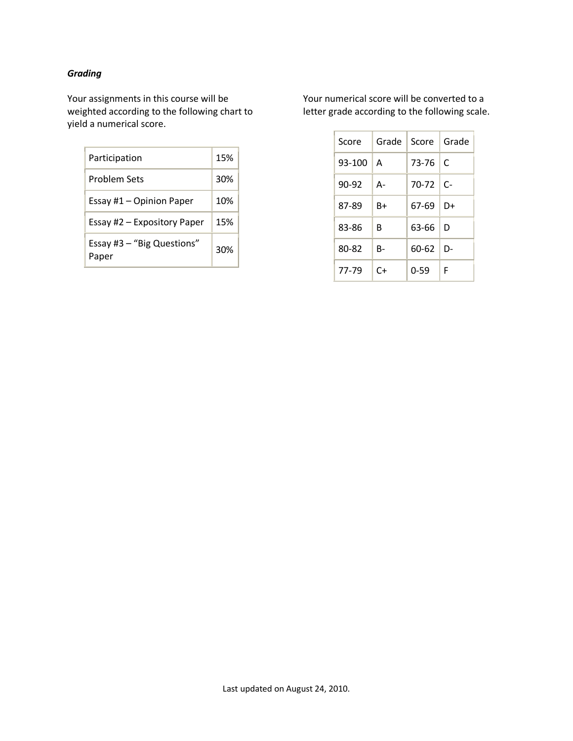*Grading*

Your assignments in this course will be weighted according to the following chart to yield a numerical score.

| | |
|---|---|
| Participation | 15% |
| Problem Sets | 30% |
| Essay #1 – Opinion Paper | 10% |
| Essay #2 – Expository Paper | 15% |
| Essay #3 – "Big Questions" Paper | 30% |

Your numerical score will be converted to a letter grade according to the following scale.

| Score | Grade | Score | Grade |
|---|---|---|---|
| 93-100 | A | 73-76 | C |
| 90-92 | A- | 70-72 | C- |
| 87-89 | B+ | 67-69 | D+ |
| 83-86 | B | 63-66 | D |
| 80-82 | B- | 60-62 | D- |
| 77-79 | C+ | 0-59 | F |

Last updated on August 24, 2010.